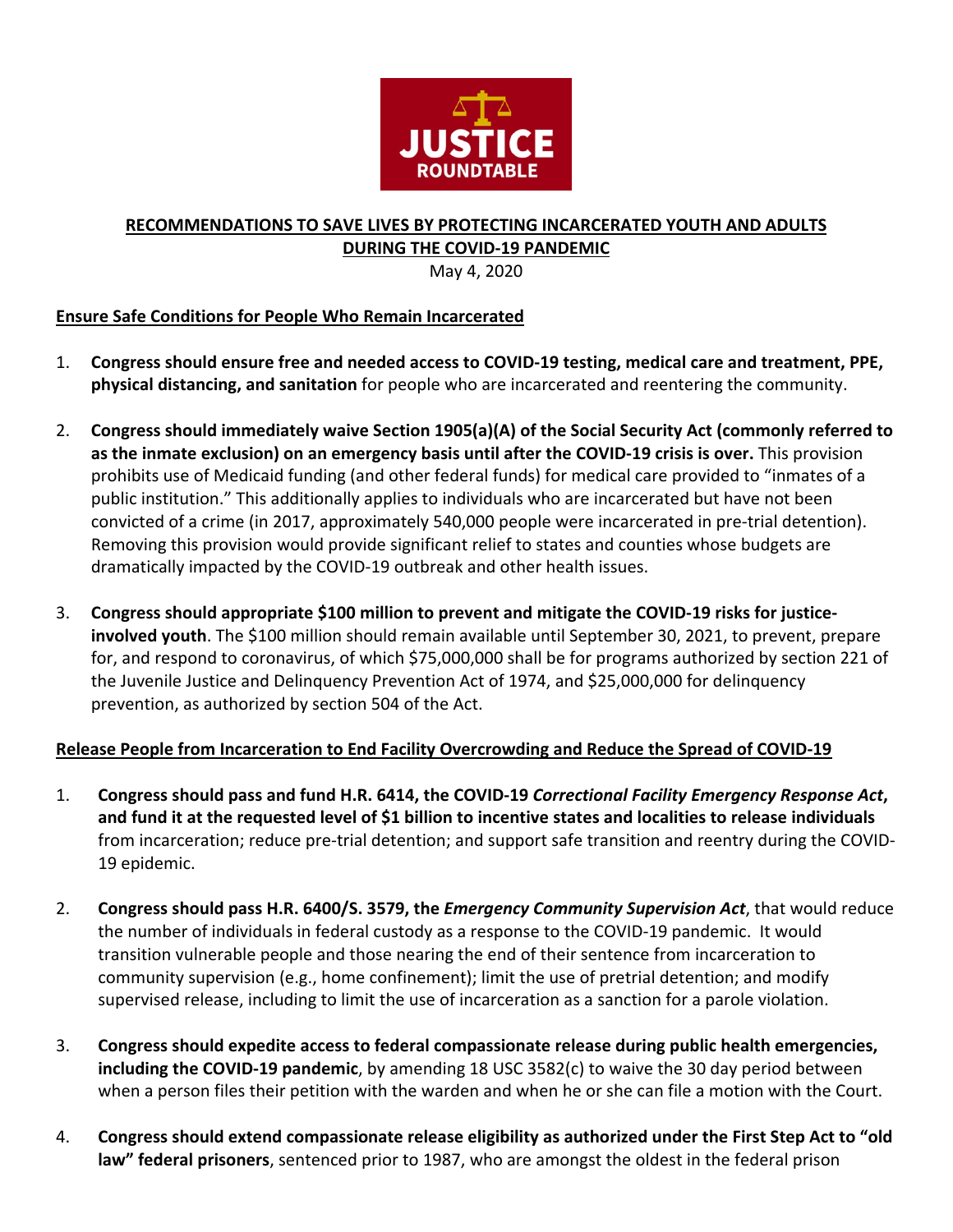JUSTICE ROUNDTABLE

# RECOMMENDATIONS TO SAVE LIVES BY PROTECTING INCARCERATED YOUTH AND ADULTS DURING THE COVID-19 PANDEMIC

May 4, 2020

## Ensure Safe Conditions for People Who Remain Incarcerated

1. **Congress should ensure free and needed access to COVID-19 testing, medical care and treatment, PPE, physical distancing, and sanitation** for people who are incarcerated and reentering the community.

2. **Congress should immediately waive Section 1905(a)(A) of the Social Security Act (commonly referred to as the inmate exclusion) on an emergency basis until after the COVID-19 crisis is over.** This provision prohibits use of Medicaid funding (and other federal funds) for medical care provided to "inmates of a public institution." This additionally applies to individuals who are incarcerated but have not been convicted of a crime (in 2017, approximately 540,000 people were incarcerated in pre-trial detention). Removing this provision would provide significant relief to states and counties whose budgets are dramatically impacted by the COVID-19 outbreak and other health issues.

3. **Congress should appropriate $100 million to prevent and mitigate the COVID-19 risks for justice-involved youth**. The $100 million should remain available until September 30, 2021, to prevent, prepare for, and respond to coronavirus, of which $75,000,000 shall be for programs authorized by section 221 of the Juvenile Justice and Delinquency Prevention Act of 1974, and $25,000,000 for delinquency prevention, as authorized by section 504 of the Act.

## Release People from Incarceration to End Facility Overcrowding and Reduce the Spread of COVID-19

1. **Congress should pass and fund H.R. 6414, the COVID-19 *Correctional Facility Emergency Response Act*, and fund it at the requested level of $1 billion to incentive states and localities to release individuals** from incarceration; reduce pre-trial detention; and support safe transition and reentry during the COVID-19 epidemic.

2. **Congress should pass H.R. 6400/S. 3579, the *Emergency Community Supervision Act***, that would reduce the number of individuals in federal custody as a response to the COVID-19 pandemic. It would transition vulnerable people and those nearing the end of their sentence from incarceration to community supervision (e.g., home confinement); limit the use of pretrial detention; and modify supervised release, including to limit the use of incarceration as a sanction for a parole violation.

3. **Congress should expedite access to federal compassionate release during public health emergencies, including the COVID-19 pandemic**, by amending 18 USC 3582(c) to waive the 30 day period between when a person files their petition with the warden and when he or she can file a motion with the Court.

4. **Congress should extend compassionate release eligibility as authorized under the First Step Act to "old law" federal prisoners**, sentenced prior to 1987, who are amongst the oldest in the federal prison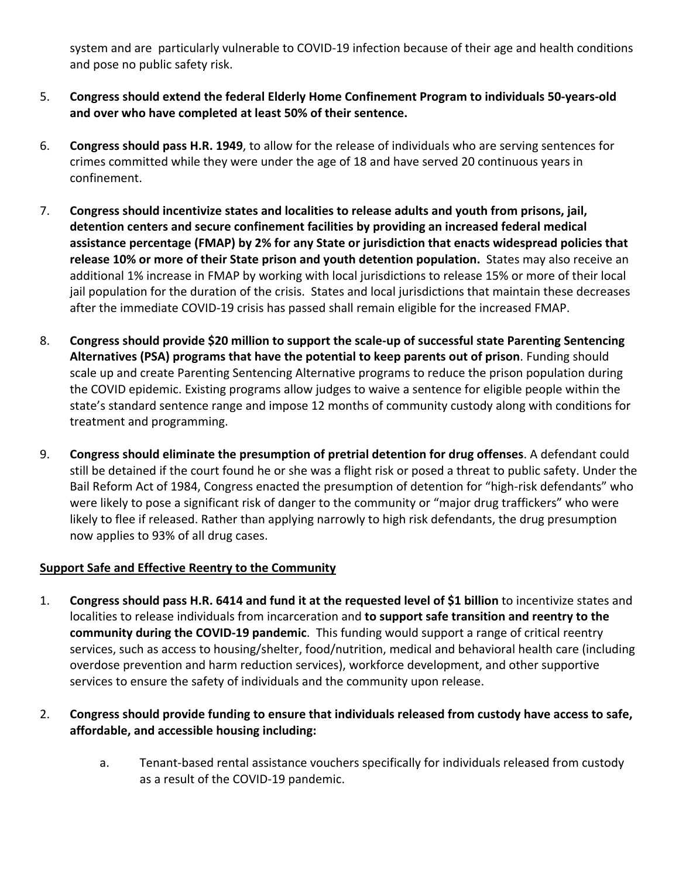system and are particularly vulnerable to COVID-19 infection because of their age and health conditions and pose no public safety risk.

5. **Congress should extend the federal Elderly Home Confinement Program to individuals 50-years-old and over who have completed at least 50% of their sentence.**

6. **Congress should pass H.R. 1949**, to allow for the release of individuals who are serving sentences for crimes committed while they were under the age of 18 and have served 20 continuous years in confinement.

7. **Congress should incentivize states and localities to release adults and youth from prisons, jail, detention centers and secure confinement facilities by providing an increased federal medical assistance percentage (FMAP) by 2% for any State or jurisdiction that enacts widespread policies that release 10% or more of their State prison and youth detention population.** States may also receive an additional 1% increase in FMAP by working with local jurisdictions to release 15% or more of their local jail population for the duration of the crisis. States and local jurisdictions that maintain these decreases after the immediate COVID-19 crisis has passed shall remain eligible for the increased FMAP.

8. **Congress should provide $20 million to support the scale-up of successful state Parenting Sentencing Alternatives (PSA) programs that have the potential to keep parents out of prison**. Funding should scale up and create Parenting Sentencing Alternative programs to reduce the prison population during the COVID epidemic. Existing programs allow judges to waive a sentence for eligible people within the state's standard sentence range and impose 12 months of community custody along with conditions for treatment and programming.

9. **Congress should eliminate the presumption of pretrial detention for drug offenses**. A defendant could still be detained if the court found he or she was a flight risk or posed a threat to public safety. Under the Bail Reform Act of 1984, Congress enacted the presumption of detention for "high-risk defendants" who were likely to pose a significant risk of danger to the community or "major drug traffickers" who were likely to flee if released. Rather than applying narrowly to high risk defendants, the drug presumption now applies to 93% of all drug cases.

**Support Safe and Effective Reentry to the Community**

1. **Congress should pass H.R. 6414 and fund it at the requested level of $1 billion** to incentivize states and localities to release individuals from incarceration and **to support safe transition and reentry to the community during the COVID-19 pandemic**. This funding would support a range of critical reentry services, such as access to housing/shelter, food/nutrition, medical and behavioral health care (including overdose prevention and harm reduction services), workforce development, and other supportive services to ensure the safety of individuals and the community upon release.

2. **Congress should provide funding to ensure that individuals released from custody have access to safe, affordable, and accessible housing including:**

    a. Tenant-based rental assistance vouchers specifically for individuals released from custody as a result of the COVID-19 pandemic.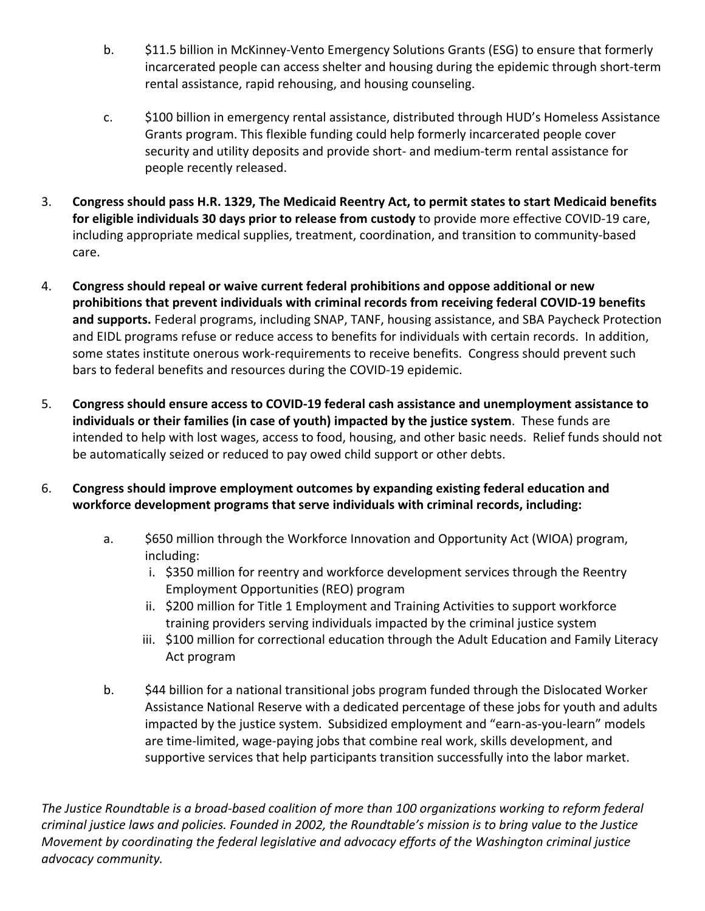b. $11.5 billion in McKinney-Vento Emergency Solutions Grants (ESG) to ensure that formerly incarcerated people can access shelter and housing during the epidemic through short-term rental assistance, rapid rehousing, and housing counseling.

c. $100 billion in emergency rental assistance, distributed through HUD's Homeless Assistance Grants program. This flexible funding could help formerly incarcerated people cover security and utility deposits and provide short- and medium-term rental assistance for people recently released.

3. **Congress should pass H.R. 1329, The Medicaid Reentry Act, to permit states to start Medicaid benefits for eligible individuals 30 days prior to release from custody** to provide more effective COVID-19 care, including appropriate medical supplies, treatment, coordination, and transition to community-based care.

4. **Congress should repeal or waive current federal prohibitions and oppose additional or new prohibitions that prevent individuals with criminal records from receiving federal COVID-19 benefits and supports.** Federal programs, including SNAP, TANF, housing assistance, and SBA Paycheck Protection and EIDL programs refuse or reduce access to benefits for individuals with certain records. In addition, some states institute onerous work-requirements to receive benefits. Congress should prevent such bars to federal benefits and resources during the COVID-19 epidemic.

5. **Congress should ensure access to COVID-19 federal cash assistance and unemployment assistance to individuals or their families (in case of youth) impacted by the justice system**. These funds are intended to help with lost wages, access to food, housing, and other basic needs. Relief funds should not be automatically seized or reduced to pay owed child support or other debts.

6. **Congress should improve employment outcomes by expanding existing federal education and workforce development programs that serve individuals with criminal records, including:**

   a. $650 million through the Workforce Innovation and Opportunity Act (WIOA) program, including:
      i. $350 million for reentry and workforce development services through the Reentry Employment Opportunities (REO) program
      ii. $200 million for Title 1 Employment and Training Activities to support workforce training providers serving individuals impacted by the criminal justice system
      iii. $100 million for correctional education through the Adult Education and Family Literacy Act program

   b. $44 billion for a national transitional jobs program funded through the Dislocated Worker Assistance National Reserve with a dedicated percentage of these jobs for youth and adults impacted by the justice system. Subsidized employment and "earn-as-you-learn" models are time-limited, wage-paying jobs that combine real work, skills development, and supportive services that help participants transition successfully into the labor market.

*The Justice Roundtable is a broad-based coalition of more than 100 organizations working to reform federal criminal justice laws and policies. Founded in 2002, the Roundtable's mission is to bring value to the Justice Movement by coordinating the federal legislative and advocacy efforts of the Washington criminal justice advocacy community.*